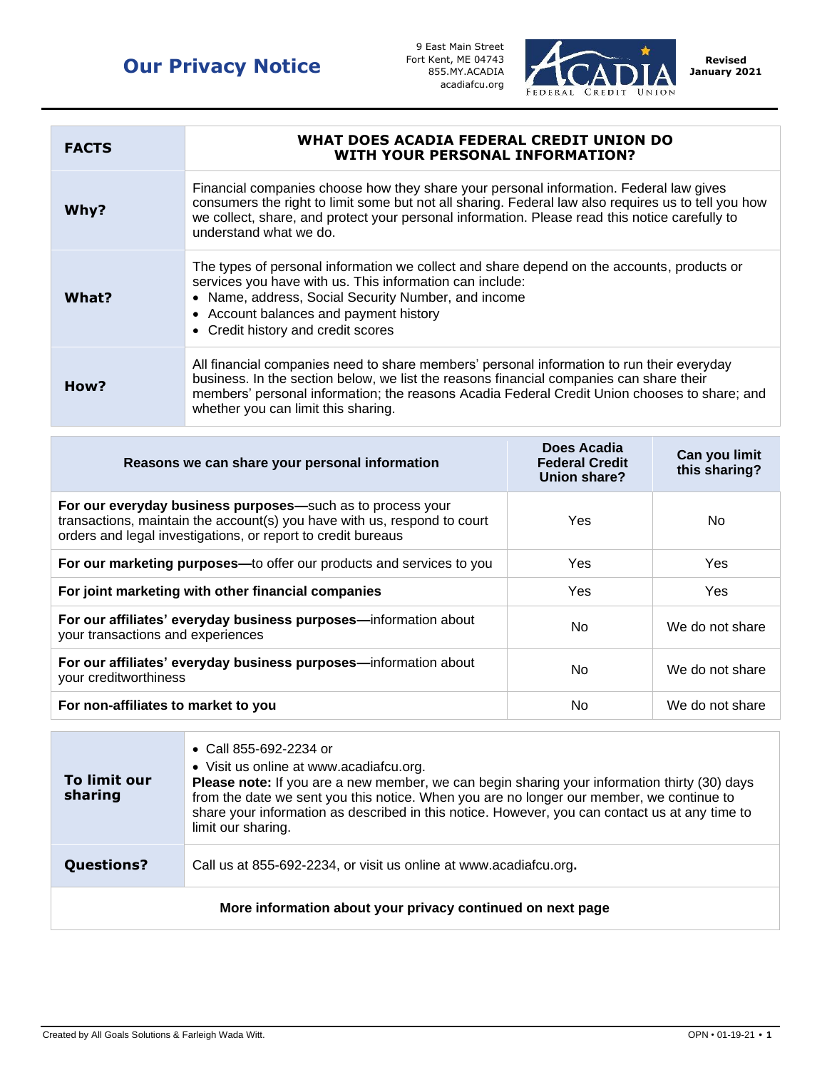# Our Privacy Notice

9 East Main Street
Fort Kent, ME 04743
855.MY.ACADIA
acadiafcu.org

ACADIA FEDERAL CREDIT UNION

**Revised January 2021**

| **FACTS** | **WHAT DOES ACADIA FEDERAL CREDIT UNION DO WITH YOUR PERSONAL INFORMATION?** |
|---|---|
| **Why?** | Financial companies choose how they share your personal information. Federal law gives consumers the right to limit some but not all sharing. Federal law also requires us to tell you how we collect, share, and protect your personal information. Please read this notice carefully to understand what we do. |
| **What?** | The types of personal information we collect and share depend on the accounts, products or services you have with us. This information can include:<br>• Name, address, Social Security Number, and income<br>• Account balances and payment history<br>• Credit history and credit scores |
| **How?** | All financial companies need to share members' personal information to run their everyday business. In the section below, we list the reasons financial companies can share their members' personal information; the reasons Acadia Federal Credit Union chooses to share; and whether you can limit this sharing. |

| **Reasons we can share your personal information** | **Does Acadia Federal Credit Union share?** | **Can you limit this sharing?** |
|---|---|---|
| **For our everyday business purposes—**such as to process your transactions, maintain the account(s) you have with us, respond to court orders and legal investigations, or report to credit bureaus | Yes | No |
| **For our marketing purposes—**to offer our products and services to you | Yes | Yes |
| **For joint marketing with other financial companies** | Yes | Yes |
| **For our affiliates' everyday business purposes—**information about your transactions and experiences | No | We do not share |
| **For our affiliates' everyday business purposes—**information about your creditworthiness | No | We do not share |
| **For non-affiliates to market to you** | No | We do not share |

| **To limit our sharing** | • Call 855-692-2234 or<br>• Visit us online at www.acadiafcu.org.<br>**Please note:** If you are a new member, we can begin sharing your information thirty (30) days from the date we sent you this notice. When you are no longer our member, we continue to share your information as described in this notice. However, you can contact us at any time to limit our sharing. |
|---|---|
| **Questions?** | Call us at 855-692-2234, or visit us online at www.acadiafcu.org**.** |

**More information about your privacy continued on next page**

Created by All Goals Solutions & Farleigh Wada Witt.

OPN • 01-19-21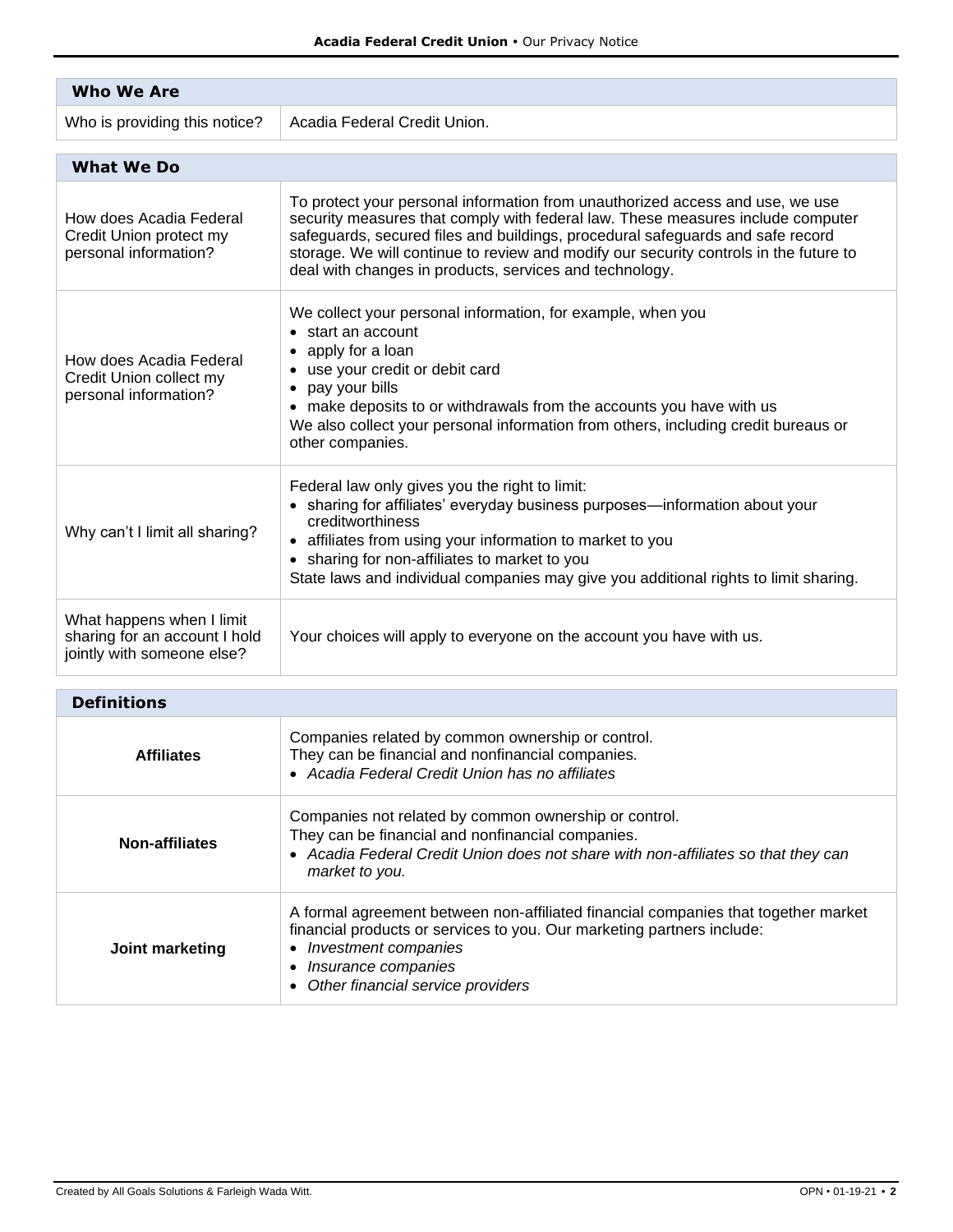| Who We Are | |
|---|---|
| Who is providing this notice? | Acadia Federal Credit Union. |

| What We Do | |
|---|---|
| How does Acadia Federal Credit Union protect my personal information? | To protect your personal information from unauthorized access and use, we use security measures that comply with federal law. These measures include computer safeguards, secured files and buildings, procedural safeguards and safe record storage. We will continue to review and modify our security controls in the future to deal with changes in products, services and technology. |
| How does Acadia Federal Credit Union collect my personal information? | We collect your personal information, for example, when you<br>• start an account<br>• apply for a loan<br>• use your credit or debit card<br>• pay your bills<br>• make deposits to or withdrawals from the accounts you have with us<br>We also collect your personal information from others, including credit bureaus or other companies. |
| Why can't I limit all sharing? | Federal law only gives you the right to limit:<br>• sharing for affiliates' everyday business purposes—information about your creditworthiness<br>• affiliates from using your information to market to you<br>• sharing for non-affiliates to market to you<br>State laws and individual companies may give you additional rights to limit sharing. |
| What happens when I limit sharing for an account I hold jointly with someone else? | Your choices will apply to everyone on the account you have with us. |

| Definitions | |
|---|---|
| **Affiliates** | Companies related by common ownership or control.<br>They can be financial and nonfinancial companies.<br>• *Acadia Federal Credit Union has no affiliates* |
| **Non-affiliates** | Companies not related by common ownership or control.<br>They can be financial and nonfinancial companies.<br>• *Acadia Federal Credit Union does not share with non-affiliates so that they can market to you.* |
| **Joint marketing** | A formal agreement between non-affiliated financial companies that together market financial products or services to you. Our marketing partners include:<br>• *Investment companies*<br>• *Insurance companies*<br>• *Other financial service providers* |

Created by All Goals Solutions & Farleigh Wada Witt.

OPN • 01-19-21